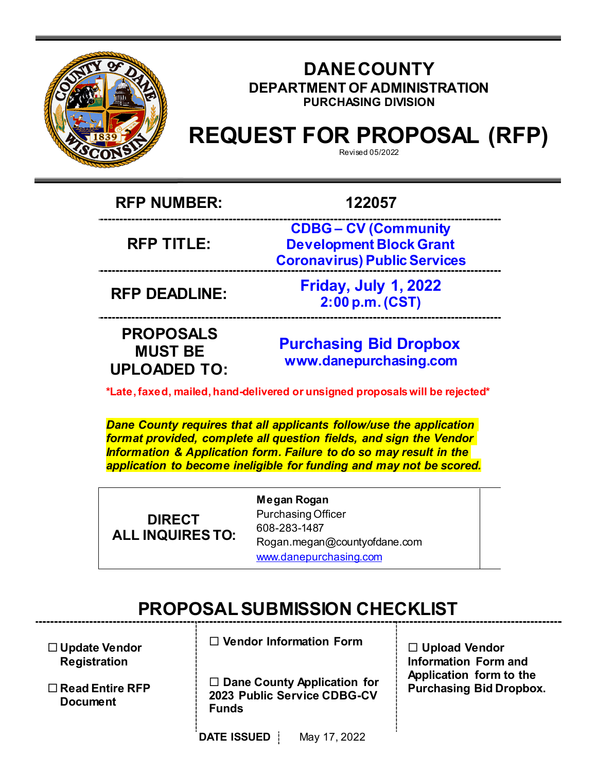# DANE COUNTY

## DEPARTMENT OF ADMINISTRATION

### PURCHASING DIVISION

# REQUEST FOR PROPOSAL (RFP)

Revised 05/2022

| | |
|---|---|
| **RFP NUMBER:** | **122057** |
| **RFP TITLE:** | **CDBG – CV (Community Development Block Grant Coronavirus) Public Services** |
| **RFP DEADLINE:** | **Friday, July 1, 2022 2:00 p.m. (CST)** |
| **PROPOSALS MUST BE UPLOADED TO:** | **Purchasing Bid Dropbox www.danepurchasing.com** |

***Late, faxed, mailed, hand-delivered or unsigned proposals will be rejected***

***Dane County requires that all applicants follow/use the application format provided, complete all question fields, and sign the Vendor Information & Application form. Failure to do so may result in the application to become ineligible for funding and may not be scored.***

| | |
|---|---|
| **DIRECT ALL INQUIRES TO:** | **Megan Rogan**<br>Purchasing Officer<br>608-283-1487<br>Rogan.megan@countyofdane.com<br>www.danepurchasing.com |

## PROPOSAL SUBMISSION CHECKLIST

- ☐ **Update Vendor Registration**
- ☐ **Read Entire RFP Document**
- ☐ **Vendor Information Form**
- ☐ **Dane County Application for 2023 Public Service CDBG-CV Funds**
- ☐ **Upload Vendor Information Form and Application form to the Purchasing Bid Dropbox.**

**DATE ISSUED** | May 17, 2022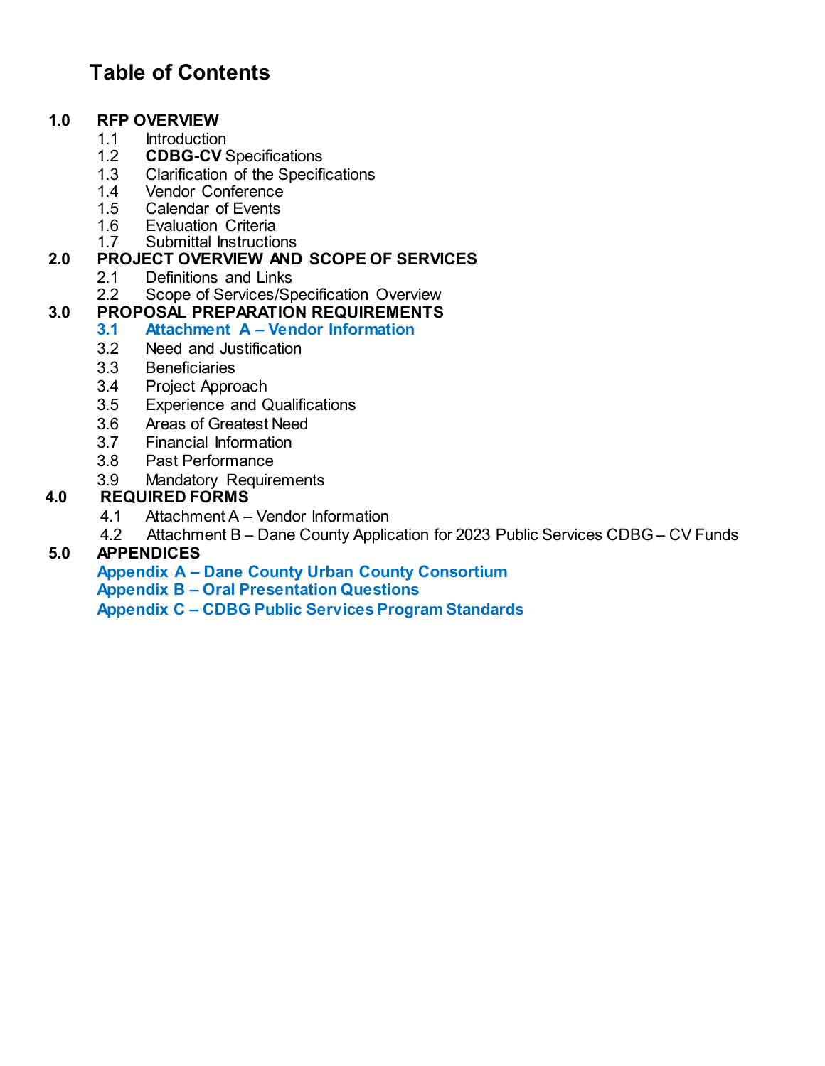# Table of Contents

**1.0 RFP OVERVIEW**
- 1.1 Introduction
- 1.2 **CDBG-CV** Specifications
- 1.3 Clarification of the Specifications
- 1.4 Vendor Conference
- 1.5 Calendar of Events
- 1.6 Evaluation Criteria
- 1.7 Submittal Instructions

**2.0 PROJECT OVERVIEW AND SCOPE OF SERVICES**
- 2.1 Definitions and Links
- 2.2 Scope of Services/Specification Overview

**3.0 PROPOSAL PREPARATION REQUIREMENTS**
- **3.1 Attachment A – Vendor Information**
- 3.2 Need and Justification
- 3.3 Beneficiaries
- 3.4 Project Approach
- 3.5 Experience and Qualifications
- 3.6 Areas of Greatest Need
- 3.7 Financial Information
- 3.8 Past Performance
- 3.9 Mandatory Requirements

**4.0 REQUIRED FORMS**
- 4.1 Attachment A – Vendor Information
- 4.2 Attachment B – Dane County Application for 2023 Public Services CDBG – CV Funds

**5.0 APPENDICES**
- **Appendix A – Dane County Urban County Consortium**
- **Appendix B – Oral Presentation Questions**
- **Appendix C – CDBG Public Services Program Standards**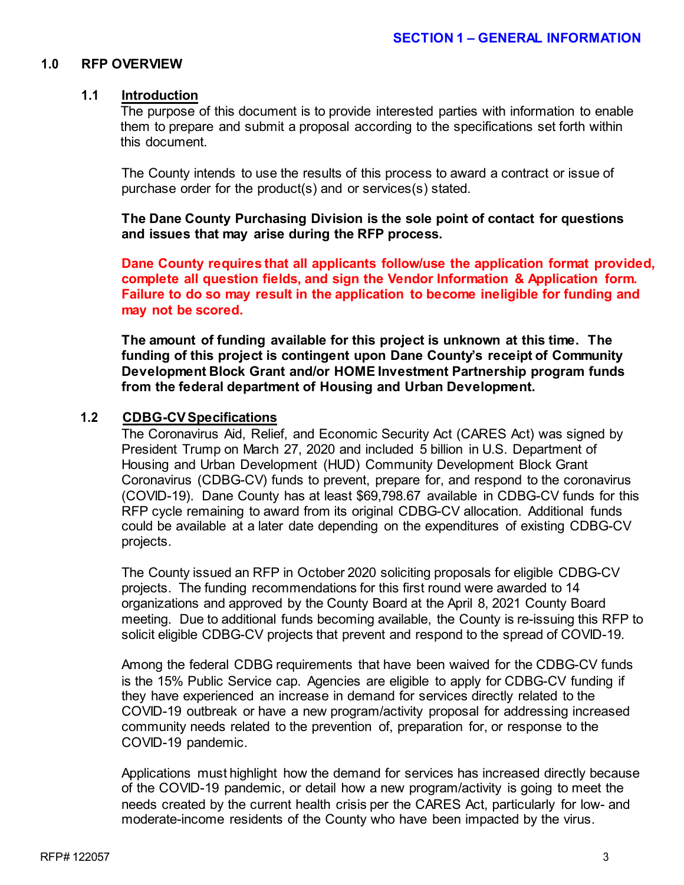## SECTION 1 – GENERAL INFORMATION

### 1.0 RFP OVERVIEW

#### 1.1 Introduction

The purpose of this document is to provide interested parties with information to enable them to prepare and submit a proposal according to the specifications set forth within this document.

The County intends to use the results of this process to award a contract or issue of purchase order for the product(s) and or services(s) stated.

**The Dane County Purchasing Division is the sole point of contact for questions and issues that may arise during the RFP process.**

**Dane County requires that all applicants follow/use the application format provided, complete all question fields, and sign the Vendor Information & Application form. Failure to do so may result in the application to become ineligible for funding and may not be scored.**

**The amount of funding available for this project is unknown at this time. The funding of this project is contingent upon Dane County's receipt of Community Development Block Grant and/or HOME Investment Partnership program funds from the federal department of Housing and Urban Development.**

#### 1.2 CDBG-CV Specifications

The Coronavirus Aid, Relief, and Economic Security Act (CARES Act) was signed by President Trump on March 27, 2020 and included 5 billion in U.S. Department of Housing and Urban Development (HUD) Community Development Block Grant Coronavirus (CDBG-CV) funds to prevent, prepare for, and respond to the coronavirus (COVID-19). Dane County has at least $69,798.67 available in CDBG-CV funds for this RFP cycle remaining to award from its original CDBG-CV allocation. Additional funds could be available at a later date depending on the expenditures of existing CDBG-CV projects.

The County issued an RFP in October 2020 soliciting proposals for eligible CDBG-CV projects. The funding recommendations for this first round were awarded to 14 organizations and approved by the County Board at the April 8, 2021 County Board meeting. Due to additional funds becoming available, the County is re-issuing this RFP to solicit eligible CDBG-CV projects that prevent and respond to the spread of COVID-19.

Among the federal CDBG requirements that have been waived for the CDBG-CV funds is the 15% Public Service cap. Agencies are eligible to apply for CDBG-CV funding if they have experienced an increase in demand for services directly related to the COVID-19 outbreak or have a new program/activity proposal for addressing increased community needs related to the prevention of, preparation for, or response to the COVID-19 pandemic.

Applications must highlight how the demand for services has increased directly because of the COVID-19 pandemic, or detail how a new program/activity is going to meet the needs created by the current health crisis per the CARES Act, particularly for low- and moderate-income residents of the County who have been impacted by the virus.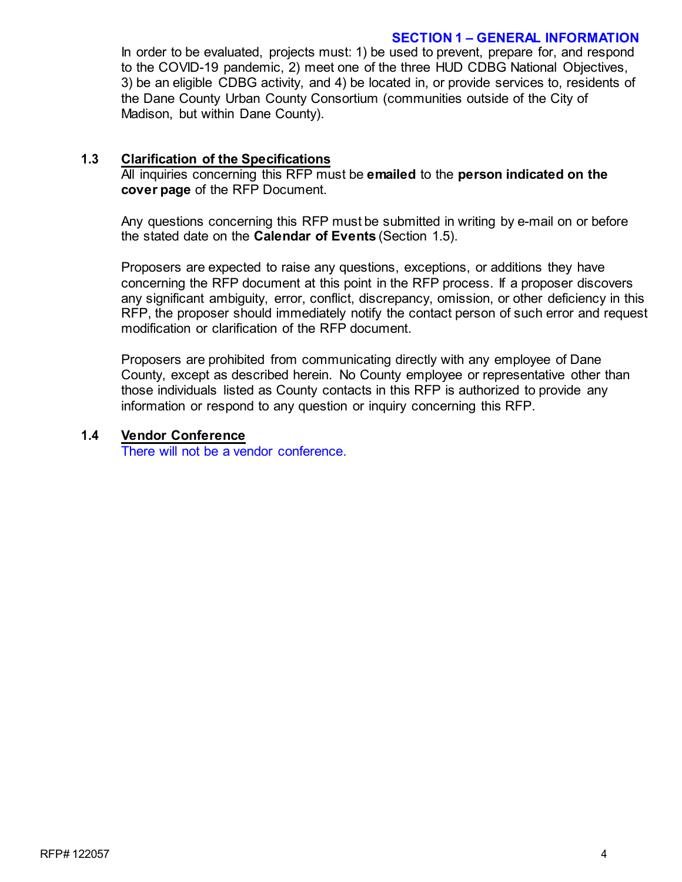In order to be evaluated, projects must: 1) be used to prevent, prepare for, and respond to the COVID-19 pandemic, 2) meet one of the three HUD CDBG National Objectives, 3) be an eligible CDBG activity, and 4) be located in, or provide services to, residents of the Dane County Urban County Consortium (communities outside of the City of Madison, but within Dane County).

### 1.3 Clarification of the Specifications

All inquiries concerning this RFP must be **emailed** to the **person indicated on the cover page** of the RFP Document.

Any questions concerning this RFP must be submitted in writing by e-mail on or before the stated date on the **Calendar of Events** (Section 1.5).

Proposers are expected to raise any questions, exceptions, or additions they have concerning the RFP document at this point in the RFP process. If a proposer discovers any significant ambiguity, error, conflict, discrepancy, omission, or other deficiency in this RFP, the proposer should immediately notify the contact person of such error and request modification or clarification of the RFP document.

Proposers are prohibited from communicating directly with any employee of Dane County, except as described herein. No County employee or representative other than those individuals listed as County contacts in this RFP is authorized to provide any information or respond to any question or inquiry concerning this RFP.

### 1.4 Vendor Conference

There will not be a vendor conference.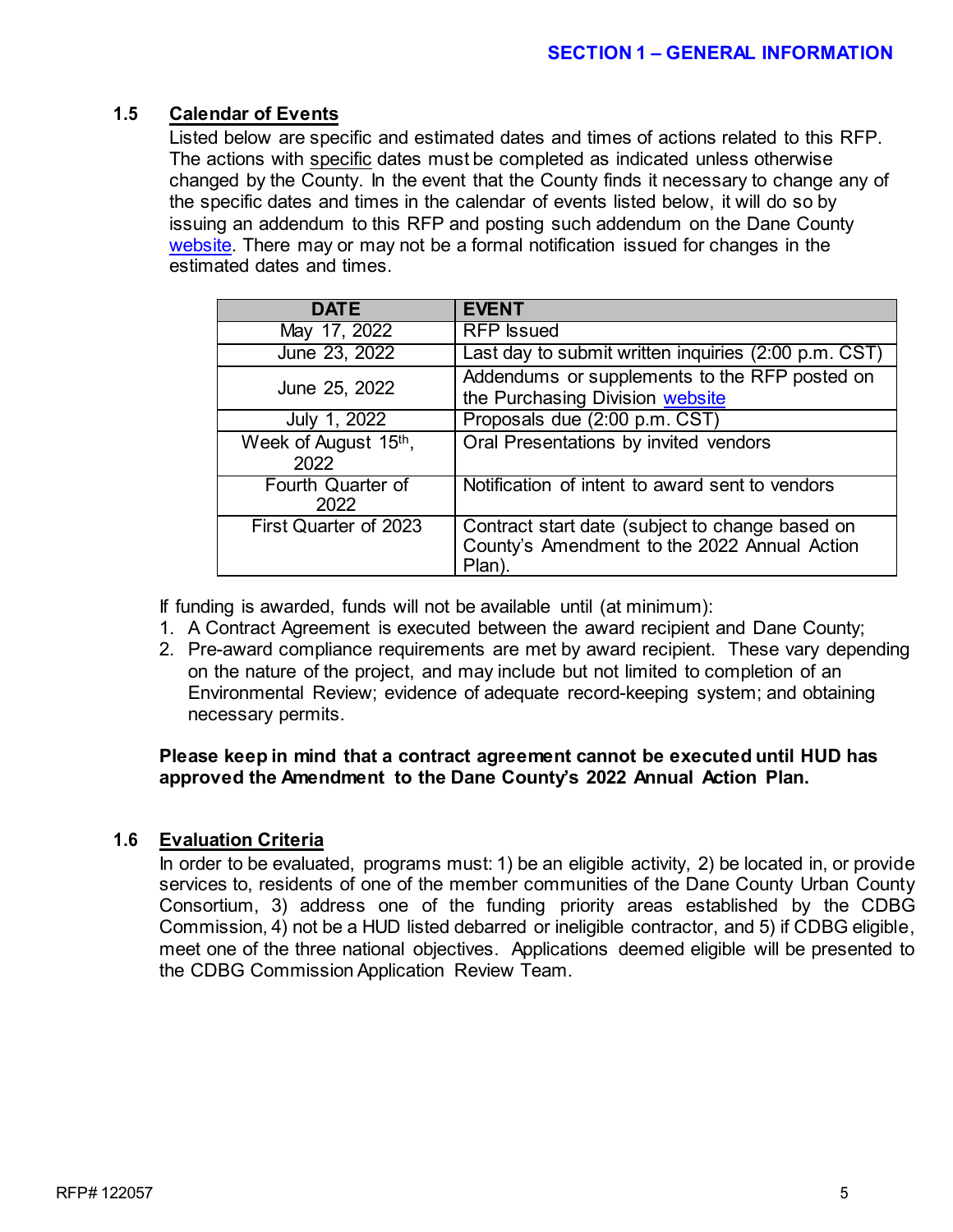## SECTION 1 – GENERAL INFORMATION

### 1.5 Calendar of Events

Listed below are specific and estimated dates and times of actions related to this RFP. The actions with specific dates must be completed as indicated unless otherwise changed by the County. In the event that the County finds it necessary to change any of the specific dates and times in the calendar of events listed below, it will do so by issuing an addendum to this RFP and posting such addendum on the Dane County website. There may or may not be a formal notification issued for changes in the estimated dates and times.

| DATE | EVENT |
|---|---|
| May 17, 2022 | RFP Issued |
| June 23, 2022 | Last day to submit written inquiries (2:00 p.m. CST) |
| June 25, 2022 | Addendums or supplements to the RFP posted on the Purchasing Division website |
| July 1, 2022 | Proposals due (2:00 p.m. CST) |
| Week of August 15th, 2022 | Oral Presentations by invited vendors |
| Fourth Quarter of 2022 | Notification of intent to award sent to vendors |
| First Quarter of 2023 | Contract start date (subject to change based on County's Amendment to the 2022 Annual Action Plan). |

If funding is awarded, funds will not be available until (at minimum):

1. A Contract Agreement is executed between the award recipient and Dane County;
2. Pre-award compliance requirements are met by award recipient. These vary depending on the nature of the project, and may include but not limited to completion of an Environmental Review; evidence of adequate record-keeping system; and obtaining necessary permits.

**Please keep in mind that a contract agreement cannot be executed until HUD has approved the Amendment to the Dane County's 2022 Annual Action Plan.**

### 1.6 Evaluation Criteria

In order to be evaluated, programs must: 1) be an eligible activity, 2) be located in, or provide services to, residents of one of the member communities of the Dane County Urban County Consortium, 3) address one of the funding priority areas established by the CDBG Commission, 4) not be a HUD listed debarred or ineligible contractor, and 5) if CDBG eligible, meet one of the three national objectives. Applications deemed eligible will be presented to the CDBG Commission Application Review Team.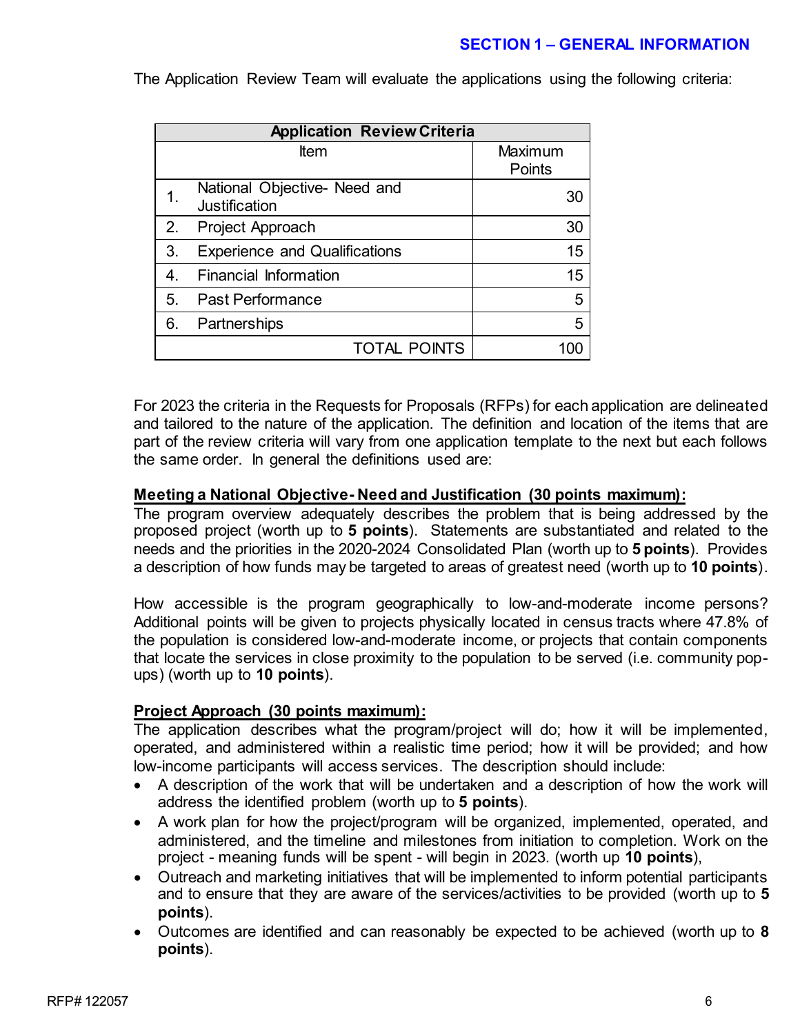The Application Review Team will evaluate the applications using the following criteria:

| Application Review Criteria | | |
|---|---|---|
| | Item | Maximum Points |
| 1. | National Objective- Need and Justification | 30 |
| 2. | Project Approach | 30 |
| 3. | Experience and Qualifications | 15 |
| 4. | Financial Information | 15 |
| 5. | Past Performance | 5 |
| 6. | Partnerships | 5 |
| | TOTAL POINTS | 100 |

For 2023 the criteria in the Requests for Proposals (RFPs) for each application are delineated and tailored to the nature of the application. The definition and location of the items that are part of the review criteria will vary from one application template to the next but each follows the same order. In general the definitions used are:

**Meeting a National Objective- Need and Justification (30 points maximum):**
The program overview adequately describes the problem that is being addressed by the proposed project (worth up to **5 points**). Statements are substantiated and related to the needs and the priorities in the 2020-2024 Consolidated Plan (worth up to **5 points**). Provides a description of how funds may be targeted to areas of greatest need (worth up to **10 points**).

How accessible is the program geographically to low-and-moderate income persons? Additional points will be given to projects physically located in census tracts where 47.8% of the population is considered low-and-moderate income, or projects that contain components that locate the services in close proximity to the population to be served (i.e. community pop-ups) (worth up to **10 points**).

**Project Approach (30 points maximum):**
The application describes what the program/project will do; how it will be implemented, operated, and administered within a realistic time period; how it will be provided; and how low-income participants will access services. The description should include:

- A description of the work that will be undertaken and a description of how the work will address the identified problem (worth up to **5 points**).
- A work plan for how the project/program will be organized, implemented, operated, and administered, and the timeline and milestones from initiation to completion. Work on the project - meaning funds will be spent - will begin in 2023. (worth up **10 points**),
- Outreach and marketing initiatives that will be implemented to inform potential participants and to ensure that they are aware of the services/activities to be provided (worth up to **5 points**).
- Outcomes are identified and can reasonably be expected to be achieved (worth up to **8 points**).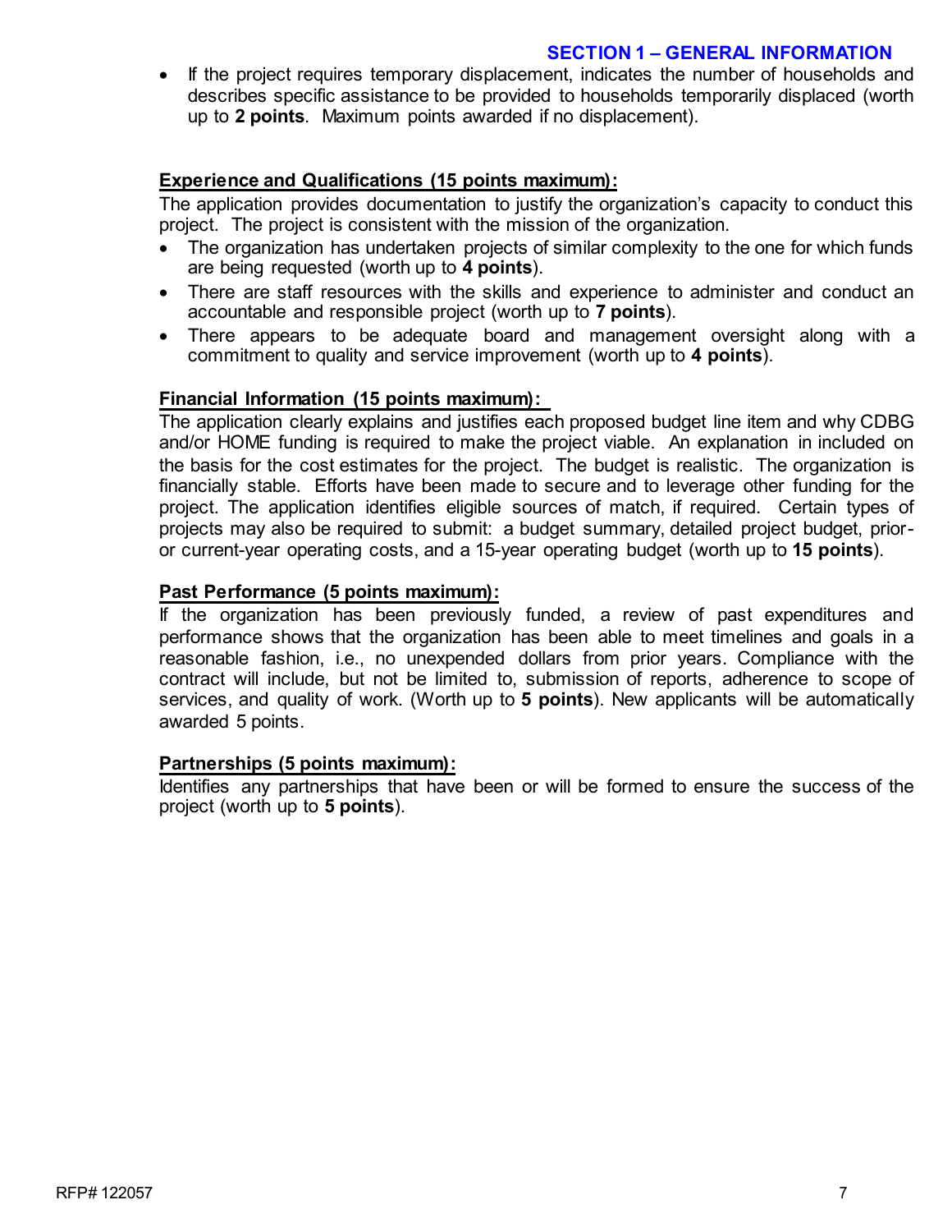- If the project requires temporary displacement, indicates the number of households and describes specific assistance to be provided to households temporarily displaced (worth up to **2 points**. Maximum points awarded if no displacement).

**Experience and Qualifications (15 points maximum):**

The application provides documentation to justify the organization's capacity to conduct this project. The project is consistent with the mission of the organization.

- The organization has undertaken projects of similar complexity to the one for which funds are being requested (worth up to **4 points**).
- There are staff resources with the skills and experience to administer and conduct an accountable and responsible project (worth up to **7 points**).
- There appears to be adequate board and management oversight along with a commitment to quality and service improvement (worth up to **4 points**).

**Financial Information (15 points maximum):**

The application clearly explains and justifies each proposed budget line item and why CDBG and/or HOME funding is required to make the project viable. An explanation in included on the basis for the cost estimates for the project. The budget is realistic. The organization is financially stable. Efforts have been made to secure and to leverage other funding for the project. The application identifies eligible sources of match, if required. Certain types of projects may also be required to submit: a budget summary, detailed project budget, prior- or current-year operating costs, and a 15-year operating budget (worth up to **15 points**).

**Past Performance (5 points maximum):**

If the organization has been previously funded, a review of past expenditures and performance shows that the organization has been able to meet timelines and goals in a reasonable fashion, i.e., no unexpended dollars from prior years. Compliance with the contract will include, but not be limited to, submission of reports, adherence to scope of services, and quality of work. (Worth up to **5 points**). New applicants will be automatically awarded 5 points.

**Partnerships (5 points maximum):**

Identifies any partnerships that have been or will be formed to ensure the success of the project (worth up to **5 points**).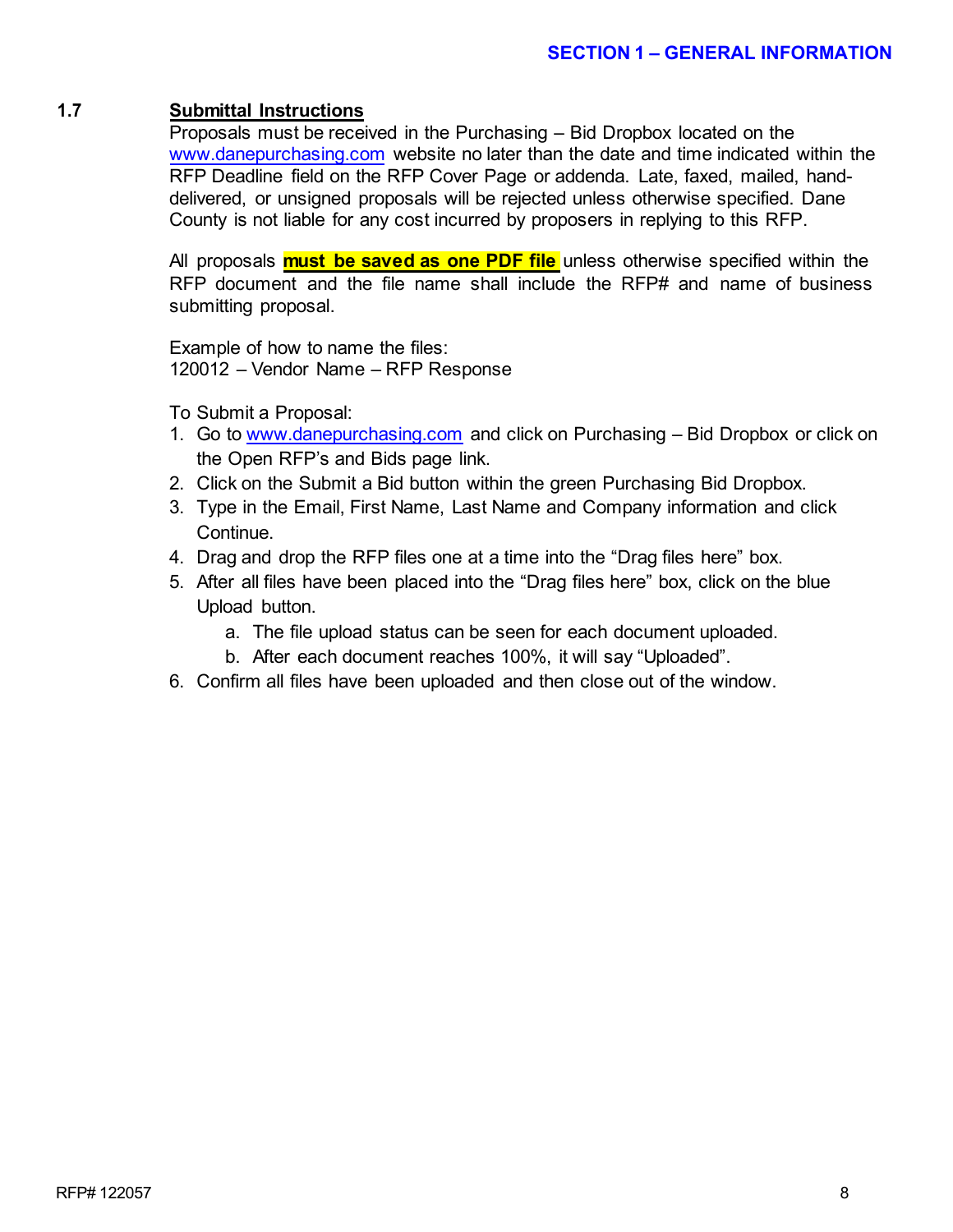## 1.7 Submittal Instructions

Proposals must be received in the Purchasing – Bid Dropbox located on the www.danepurchasing.com website no later than the date and time indicated within the RFP Deadline field on the RFP Cover Page or addenda. Late, faxed, mailed, hand-delivered, or unsigned proposals will be rejected unless otherwise specified. Dane County is not liable for any cost incurred by proposers in replying to this RFP.

All proposals **must be saved as one PDF file** unless otherwise specified within the RFP document and the file name shall include the RFP# and name of business submitting proposal.

Example of how to name the files:
120012 – Vendor Name – RFP Response

To Submit a Proposal:

1. Go to www.danepurchasing.com and click on Purchasing – Bid Dropbox or click on the Open RFP's and Bids page link.
2. Click on the Submit a Bid button within the green Purchasing Bid Dropbox.
3. Type in the Email, First Name, Last Name and Company information and click Continue.
4. Drag and drop the RFP files one at a time into the "Drag files here" box.
5. After all files have been placed into the "Drag files here" box, click on the blue Upload button.
   a. The file upload status can be seen for each document uploaded.
   b. After each document reaches 100%, it will say "Uploaded".
6. Confirm all files have been uploaded and then close out of the window.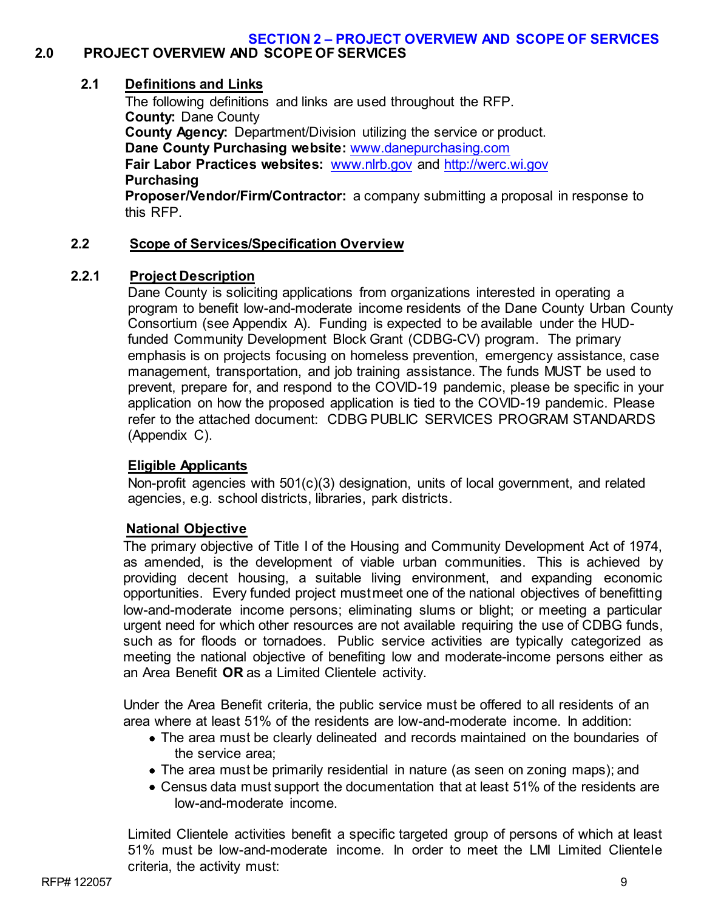# SECTION 2 – PROJECT OVERVIEW AND SCOPE OF SERVICES

## 2.0 PROJECT OVERVIEW AND SCOPE OF SERVICES

### 2.1 Definitions and Links

The following definitions and links are used throughout the RFP.

**County:** Dane County

**County Agency:** Department/Division utilizing the service or product.

**Dane County Purchasing website:** www.danepurchasing.com

**Fair Labor Practices websites:** www.nlrb.gov and http://werc.wi.gov

**Purchasing**

**Proposer/Vendor/Firm/Contractor:** a company submitting a proposal in response to this RFP.

### 2.2 Scope of Services/Specification Overview

### 2.2.1 Project Description

Dane County is soliciting applications from organizations interested in operating a program to benefit low-and-moderate income residents of the Dane County Urban County Consortium (see Appendix A). Funding is expected to be available under the HUD-funded Community Development Block Grant (CDBG-CV) program. The primary emphasis is on projects focusing on homeless prevention, emergency assistance, case management, transportation, and job training assistance. The funds MUST be used to prevent, prepare for, and respond to the COVID-19 pandemic, please be specific in your application on how the proposed application is tied to the COVID-19 pandemic. Please refer to the attached document: CDBG PUBLIC SERVICES PROGRAM STANDARDS (Appendix C).

**Eligible Applicants**

Non-profit agencies with 501(c)(3) designation, units of local government, and related agencies, e.g. school districts, libraries, park districts.

**National Objective**

The primary objective of Title I of the Housing and Community Development Act of 1974, as amended, is the development of viable urban communities. This is achieved by providing decent housing, a suitable living environment, and expanding economic opportunities. Every funded project must meet one of the national objectives of benefitting low-and-moderate income persons; eliminating slums or blight; or meeting a particular urgent need for which other resources are not available requiring the use of CDBG funds, such as for floods or tornadoes. Public service activities are typically categorized as meeting the national objective of benefiting low and moderate-income persons either as an Area Benefit **OR** as a Limited Clientele activity.

Under the Area Benefit criteria, the public service must be offered to all residents of an area where at least 51% of the residents are low-and-moderate income. In addition:

- The area must be clearly delineated and records maintained on the boundaries of the service area;
- The area must be primarily residential in nature (as seen on zoning maps); and
- Census data must support the documentation that at least 51% of the residents are low-and-moderate income.

Limited Clientele activities benefit a specific targeted group of persons of which at least 51% must be low-and-moderate income. In order to meet the LMI Limited Clientele criteria, the activity must: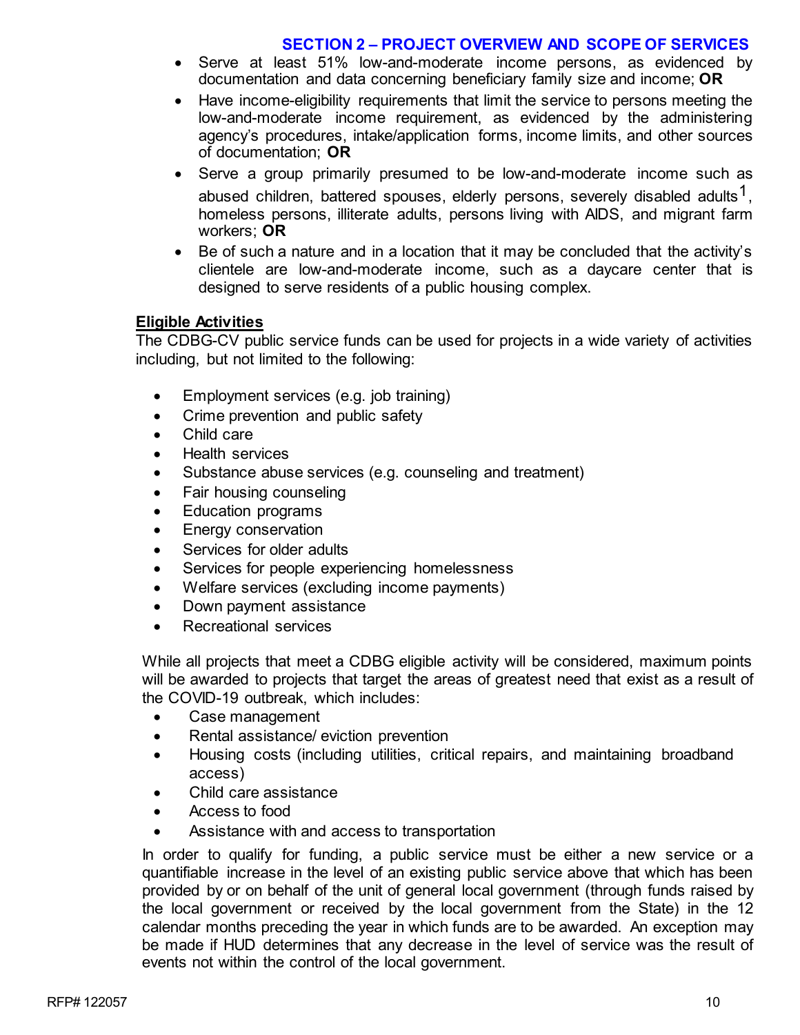## SECTION 2 – PROJECT OVERVIEW AND SCOPE OF SERVICES

- Serve at least 51% low-and-moderate income persons, as evidenced by documentation and data concerning beneficiary family size and income; **OR**
- Have income-eligibility requirements that limit the service to persons meeting the low-and-moderate income requirement, as evidenced by the administering agency's procedures, intake/application forms, income limits, and other sources of documentation; **OR**
- Serve a group primarily presumed to be low-and-moderate income such as abused children, battered spouses, elderly persons, severely disabled adults[1], homeless persons, illiterate adults, persons living with AIDS, and migrant farm workers; **OR**
- Be of such a nature and in a location that it may be concluded that the activity's clientele are low-and-moderate income, such as a daycare center that is designed to serve residents of a public housing complex.

**Eligible Activities**

The CDBG-CV public service funds can be used for projects in a wide variety of activities including, but not limited to the following:

- Employment services (e.g. job training)
- Crime prevention and public safety
- Child care
- Health services
- Substance abuse services (e.g. counseling and treatment)
- Fair housing counseling
- Education programs
- Energy conservation
- Services for older adults
- Services for people experiencing homelessness
- Welfare services (excluding income payments)
- Down payment assistance
- Recreational services

While all projects that meet a CDBG eligible activity will be considered, maximum points will be awarded to projects that target the areas of greatest need that exist as a result of the COVID-19 outbreak, which includes:

- Case management
- Rental assistance/ eviction prevention
- Housing costs (including utilities, critical repairs, and maintaining broadband access)
- Child care assistance
- Access to food
- Assistance with and access to transportation

In order to qualify for funding, a public service must be either a new service or a quantifiable increase in the level of an existing public service above that which has been provided by or on behalf of the unit of general local government (through funds raised by the local government or received by the local government from the State) in the 12 calendar months preceding the year in which funds are to be awarded. An exception may be made if HUD determines that any decrease in the level of service was the result of events not within the control of the local government.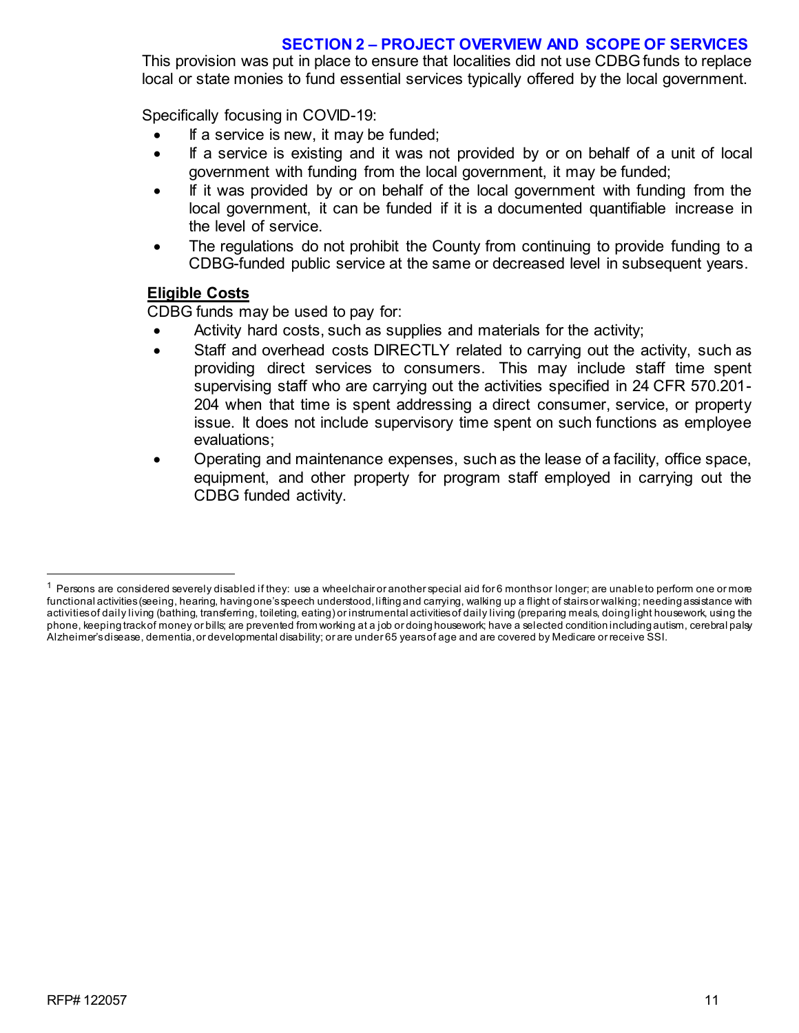This provision was put in place to ensure that localities did not use CDBG funds to replace local or state monies to fund essential services typically offered by the local government.

Specifically focusing in COVID-19:

- If a service is new, it may be funded;
- If a service is existing and it was not provided by or on behalf of a unit of local government with funding from the local government, it may be funded;
- If it was provided by or on behalf of the local government with funding from the local government, it can be funded if it is a documented quantifiable increase in the level of service.
- The regulations do not prohibit the County from continuing to provide funding to a CDBG-funded public service at the same or decreased level in subsequent years.

**Eligible Costs**

CDBG funds may be used to pay for:

- Activity hard costs, such as supplies and materials for the activity;
- Staff and overhead costs DIRECTLY related to carrying out the activity, such as providing direct services to consumers. This may include staff time spent supervising staff who are carrying out the activities specified in 24 CFR 570.201-204 when that time is spent addressing a direct consumer, service, or property issue. It does not include supervisory time spent on such functions as employee evaluations;
- Operating and maintenance expenses, such as the lease of a facility, office space, equipment, and other property for program staff employed in carrying out the CDBG funded activity.

---

[1] Persons are considered severely disabled if they: use a wheelchair or another special aid for 6 months or longer; are unable to perform one or more functional activities (seeing, hearing, having one's speech understood, lifting and carrying, walking up a flight of stairs or walking; needing assistance with activities of daily living (bathing, transferring, toileting, eating) or instrumental activities of daily living (preparing meals, doing light housework, using the phone, keeping track of money or bills; are prevented from working at a job or doing housework; have a selected condition including autism, cerebral palsy Alzheimer's disease, dementia, or developmental disability; or are under 65 years of age and are covered by Medicare or receive SSI.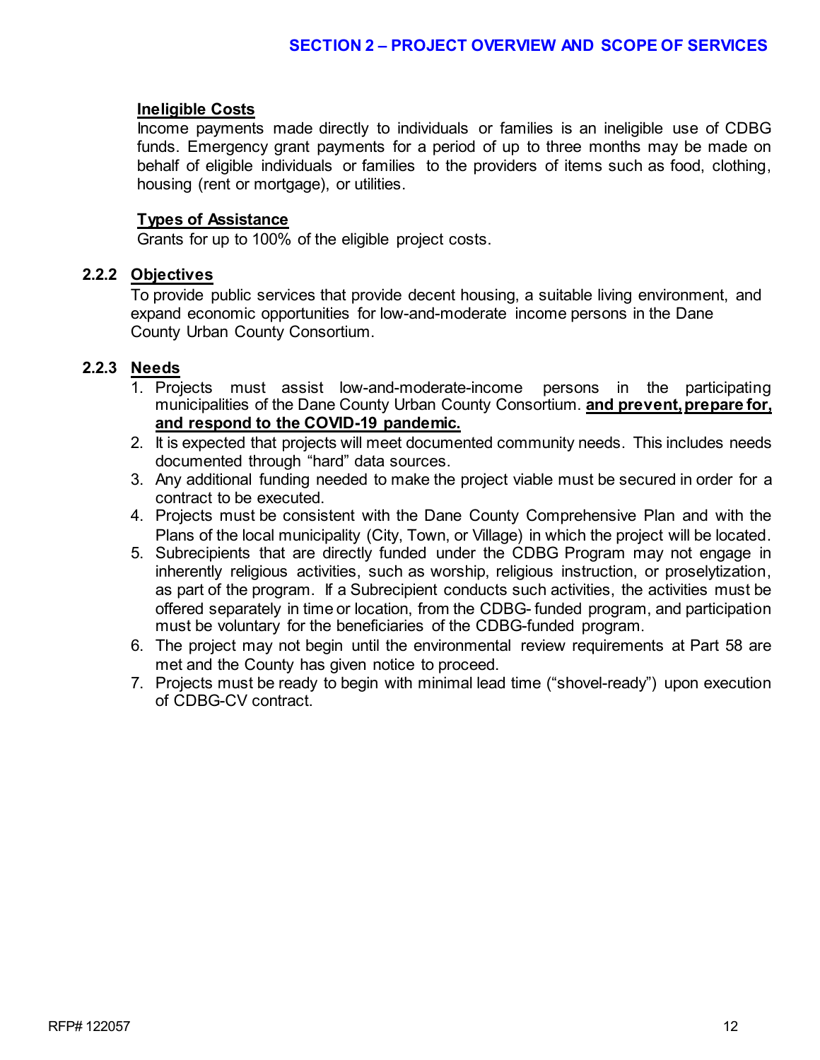**Ineligible Costs**

Income payments made directly to individuals or families is an ineligible use of CDBG funds. Emergency grant payments for a period of up to three months may be made on behalf of eligible individuals or families to the providers of items such as food, clothing, housing (rent or mortgage), or utilities.

**Types of Assistance**

Grants for up to 100% of the eligible project costs.

### 2.2.2 Objectives

To provide public services that provide decent housing, a suitable living environment, and expand economic opportunities for low-and-moderate income persons in the Dane County Urban County Consortium.

### 2.2.3 Needs

1. Projects must assist low-and-moderate-income persons in the participating municipalities of the Dane County Urban County Consortium. **and prevent, prepare for, and respond to the COVID-19 pandemic.**
2. It is expected that projects will meet documented community needs. This includes needs documented through "hard" data sources.
3. Any additional funding needed to make the project viable must be secured in order for a contract to be executed.
4. Projects must be consistent with the Dane County Comprehensive Plan and with the Plans of the local municipality (City, Town, or Village) in which the project will be located.
5. Subrecipients that are directly funded under the CDBG Program may not engage in inherently religious activities, such as worship, religious instruction, or proselytization, as part of the program. If a Subrecipient conducts such activities, the activities must be offered separately in time or location, from the CDBG- funded program, and participation must be voluntary for the beneficiaries of the CDBG-funded program.
6. The project may not begin until the environmental review requirements at Part 58 are met and the County has given notice to proceed.
7. Projects must be ready to begin with minimal lead time ("shovel-ready") upon execution of CDBG-CV contract.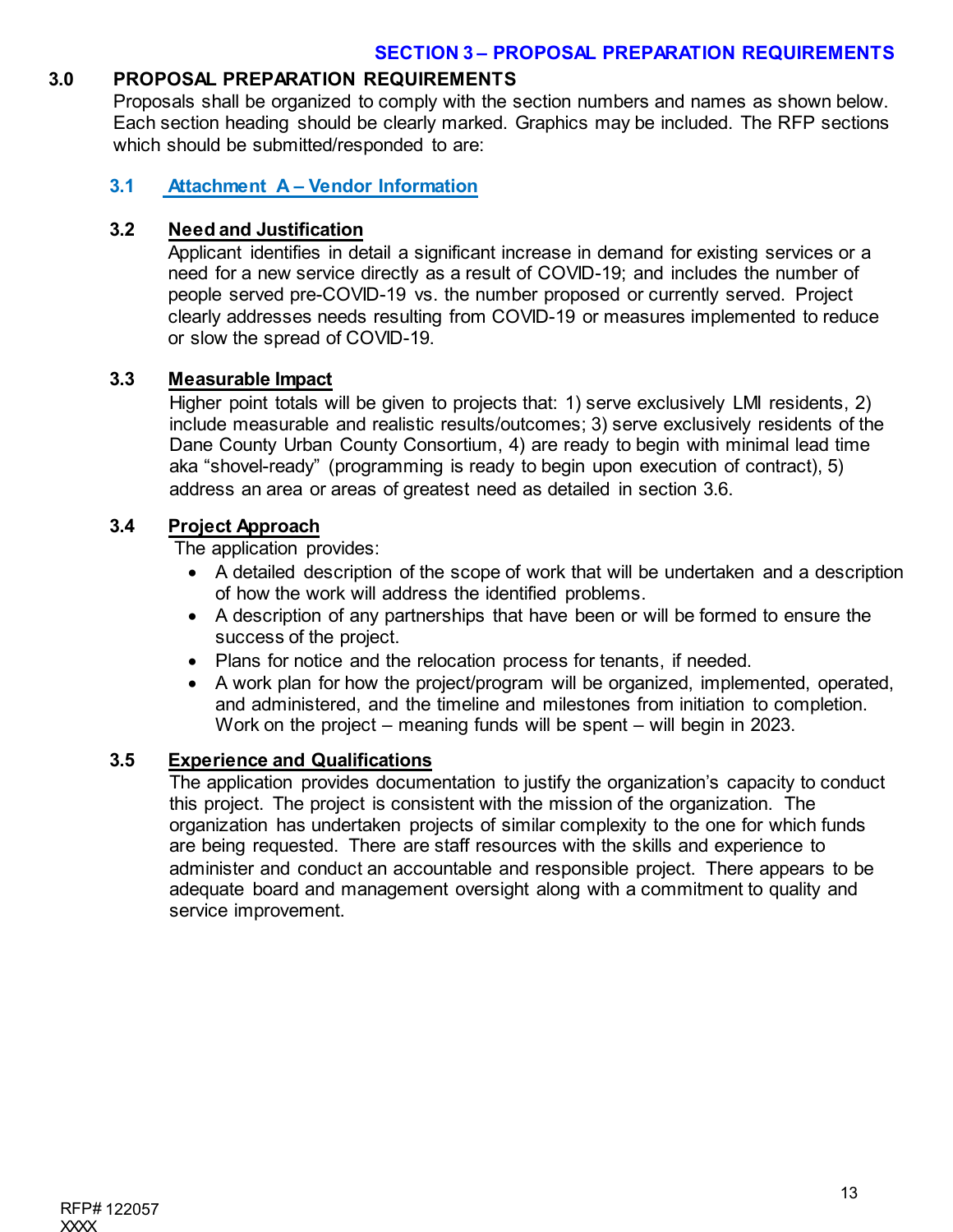## SECTION 3 – PROPOSAL PREPARATION REQUIREMENTS

### 3.0 PROPOSAL PREPARATION REQUIREMENTS

Proposals shall be organized to comply with the section numbers and names as shown below. Each section heading should be clearly marked. Graphics may be included. The RFP sections which should be submitted/responded to are:

#### 3.1 Attachment A – Vendor Information

#### 3.2 Need and Justification

Applicant identifies in detail a significant increase in demand for existing services or a need for a new service directly as a result of COVID-19; and includes the number of people served pre-COVID-19 vs. the number proposed or currently served. Project clearly addresses needs resulting from COVID-19 or measures implemented to reduce or slow the spread of COVID-19.

#### 3.3 Measurable Impact

Higher point totals will be given to projects that: 1) serve exclusively LMI residents, 2) include measurable and realistic results/outcomes; 3) serve exclusively residents of the Dane County Urban County Consortium, 4) are ready to begin with minimal lead time aka "shovel-ready" (programming is ready to begin upon execution of contract), 5) address an area or areas of greatest need as detailed in section 3.6.

#### 3.4 Project Approach

The application provides:

- A detailed description of the scope of work that will be undertaken and a description of how the work will address the identified problems.
- A description of any partnerships that have been or will be formed to ensure the success of the project.
- Plans for notice and the relocation process for tenants, if needed.
- A work plan for how the project/program will be organized, implemented, operated, and administered, and the timeline and milestones from initiation to completion. Work on the project – meaning funds will be spent – will begin in 2023.

#### 3.5 Experience and Qualifications

The application provides documentation to justify the organization's capacity to conduct this project. The project is consistent with the mission of the organization. The organization has undertaken projects of similar complexity to the one for which funds are being requested. There are staff resources with the skills and experience to administer and conduct an accountable and responsible project. There appears to be adequate board and management oversight along with a commitment to quality and service improvement.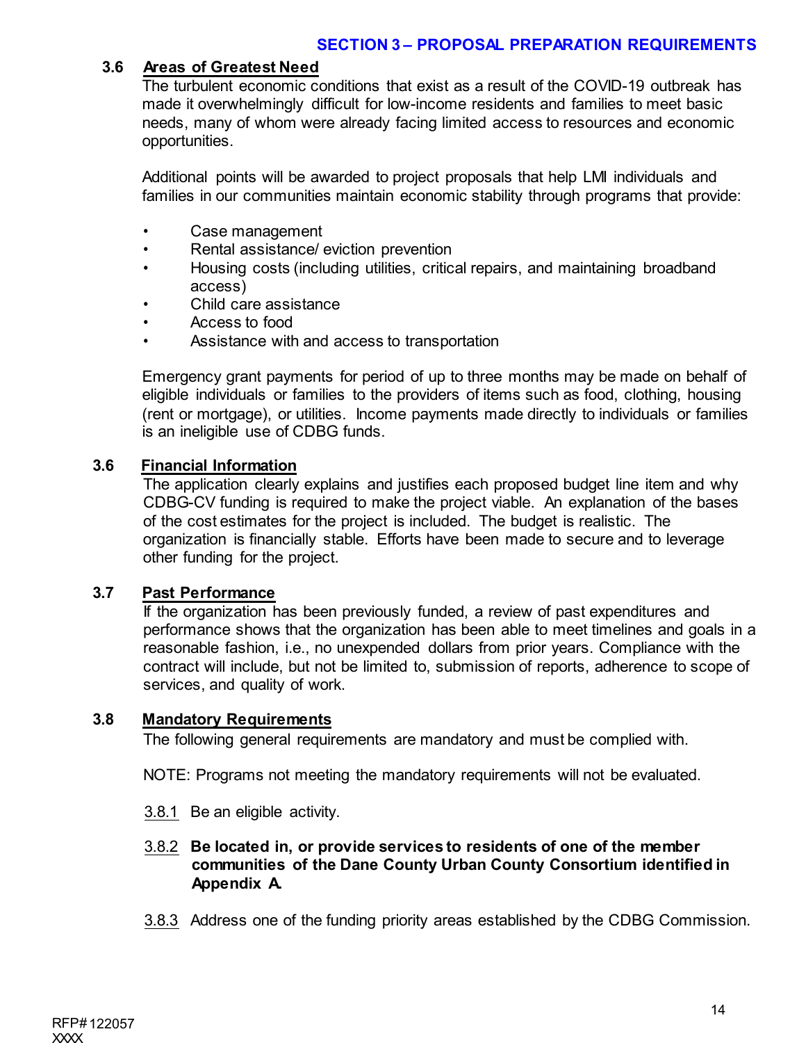## SECTION 3 – PROPOSAL PREPARATION REQUIREMENTS

### 3.6 Areas of Greatest Need

The turbulent economic conditions that exist as a result of the COVID-19 outbreak has made it overwhelmingly difficult for low-income residents and families to meet basic needs, many of whom were already facing limited access to resources and economic opportunities.

Additional points will be awarded to project proposals that help LMI individuals and families in our communities maintain economic stability through programs that provide:

- Case management
- Rental assistance/ eviction prevention
- Housing costs (including utilities, critical repairs, and maintaining broadband access)
- Child care assistance
- Access to food
- Assistance with and access to transportation

Emergency grant payments for period of up to three months may be made on behalf of eligible individuals or families to the providers of items such as food, clothing, housing (rent or mortgage), or utilities. Income payments made directly to individuals or families is an ineligible use of CDBG funds.

### 3.6 Financial Information

The application clearly explains and justifies each proposed budget line item and why CDBG-CV funding is required to make the project viable. An explanation of the bases of the cost estimates for the project is included. The budget is realistic. The organization is financially stable. Efforts have been made to secure and to leverage other funding for the project.

### 3.7 Past Performance

If the organization has been previously funded, a review of past expenditures and performance shows that the organization has been able to meet timelines and goals in a reasonable fashion, i.e., no unexpended dollars from prior years. Compliance with the contract will include, but not be limited to, submission of reports, adherence to scope of services, and quality of work.

### 3.8 Mandatory Requirements

The following general requirements are mandatory and must be complied with.

NOTE: Programs not meeting the mandatory requirements will not be evaluated.

3.8.1 Be an eligible activity.

3.8.2 **Be located in, or provide services to residents of one of the member communities of the Dane County Urban County Consortium identified in Appendix A.**

3.8.3 Address one of the funding priority areas established by the CDBG Commission.

RFP# 122057
XXXX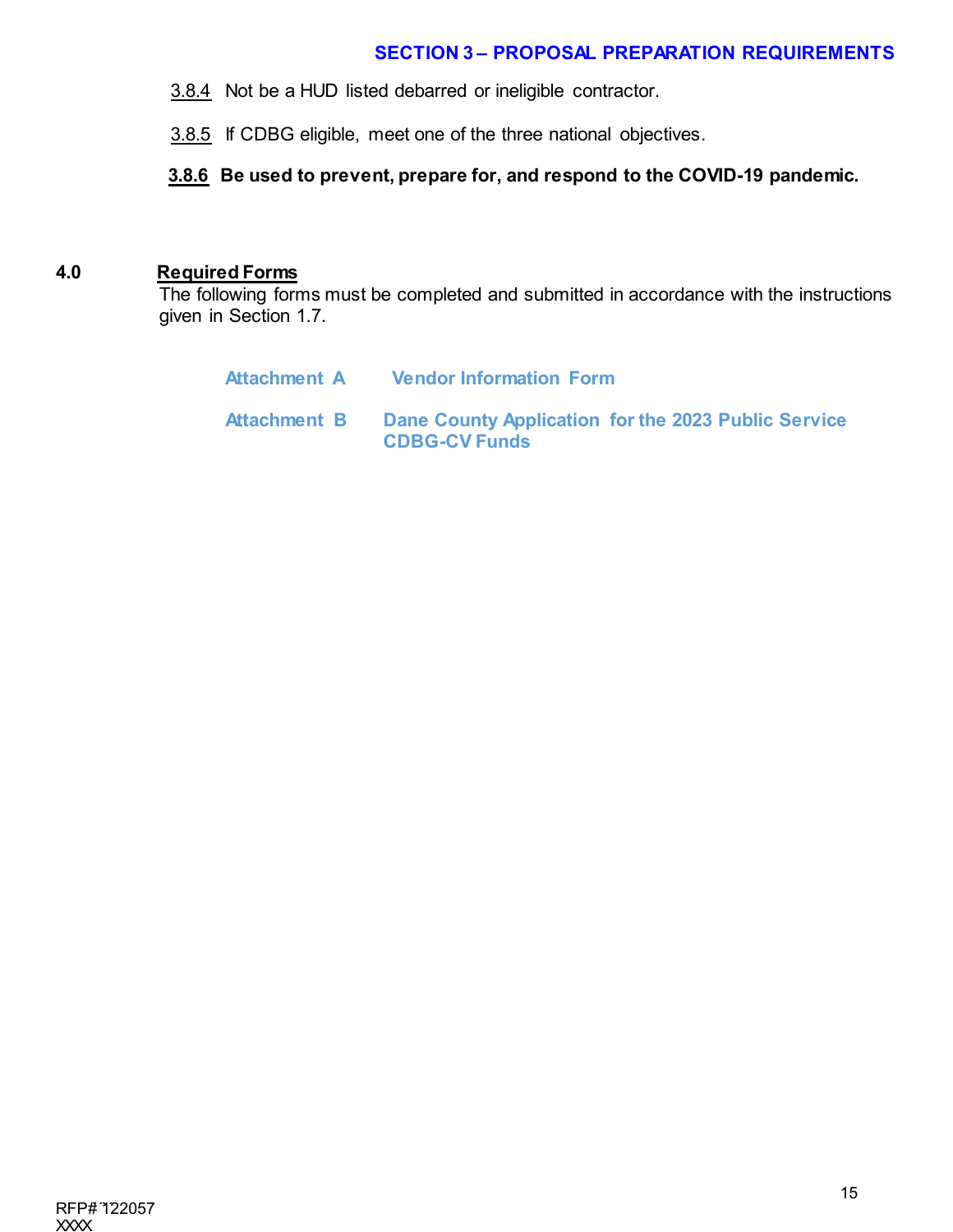3.8.4 Not be a HUD listed debarred or ineligible contractor.

3.8.5 If CDBG eligible, meet one of the three national objectives.

**3.8.6 Be used to prevent, prepare for, and respond to the COVID-19 pandemic.**

## 4.0 Required Forms

The following forms must be completed and submitted in accordance with the instructions given in Section 1.7.

**Attachment A** **Vendor Information Form**

**Attachment B** **Dane County Application for the 2023 Public Service CDBG-CV Funds**

RFP# 122057
XXXX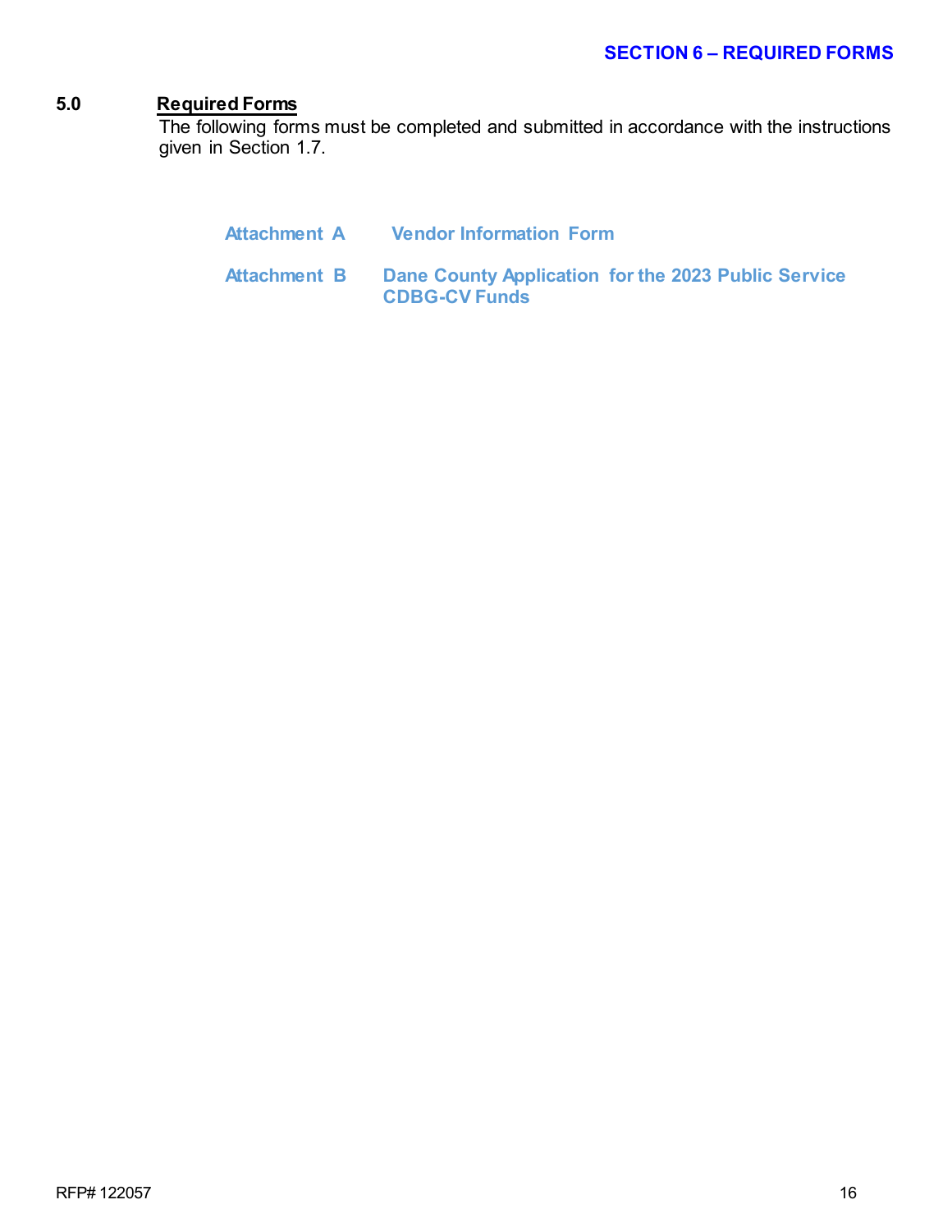## SECTION 6 – REQUIRED FORMS

### 5.0 Required Forms

The following forms must be completed and submitted in accordance with the instructions given in Section 1.7.

**Attachment A** **Vendor Information Form**

**Attachment B** **Dane County Application for the 2023 Public Service CDBG-CV Funds**

RFP# 122057